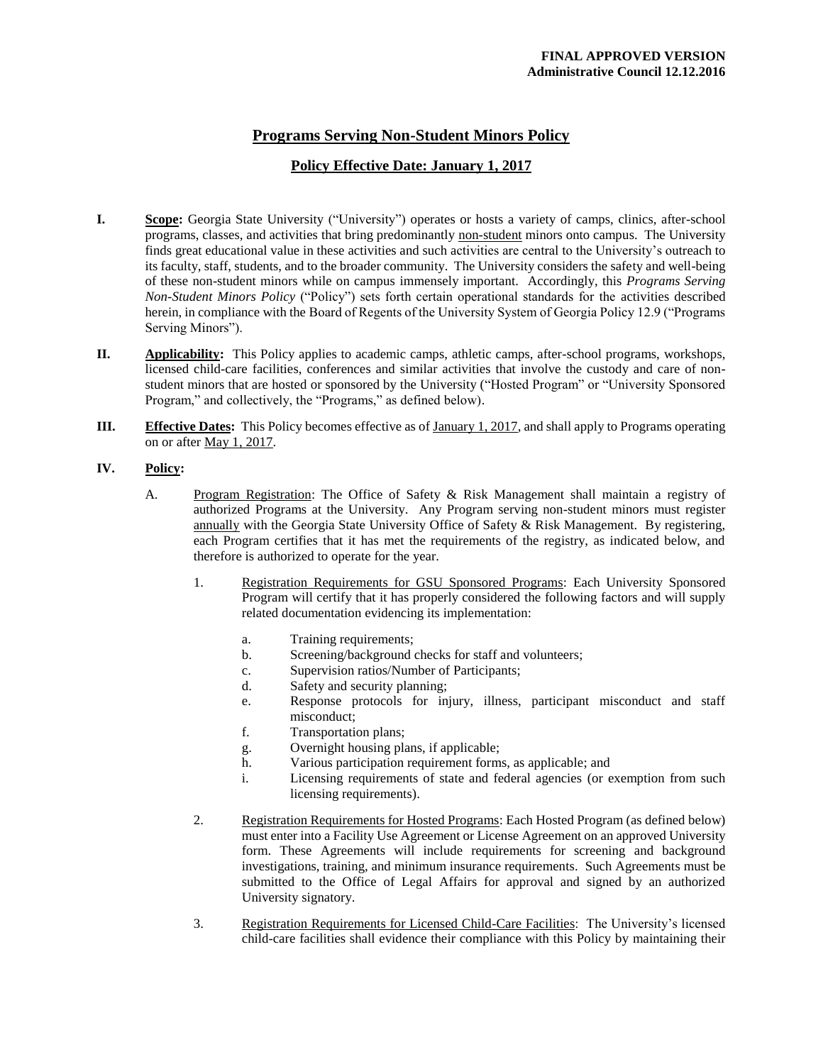**FINAL APPROVED VERSION**
**Administrative Council 12.12.2016**

# Programs Serving Non-Student Minors Policy

## Policy Effective Date: January 1, 2017

**I.** **Scope:** Georgia State University ("University") operates or hosts a variety of camps, clinics, after-school programs, classes, and activities that bring predominantly non-student minors onto campus. The University finds great educational value in these activities and such activities are central to the University's outreach to its faculty, staff, students, and to the broader community. The University considers the safety and well-being of these non-student minors while on campus immensely important. Accordingly, this *Programs Serving Non-Student Minors Policy* ("Policy") sets forth certain operational standards for the activities described herein, in compliance with the Board of Regents of the University System of Georgia Policy 12.9 ("Programs Serving Minors").

**II.** **Applicability:** This Policy applies to academic camps, athletic camps, after-school programs, workshops, licensed child-care facilities, conferences and similar activities that involve the custody and care of non-student minors that are hosted or sponsored by the University ("Hosted Program" or "University Sponsored Program," and collectively, the "Programs," as defined below).

**III.** **Effective Dates:** This Policy becomes effective as of January 1, 2017, and shall apply to Programs operating on or after May 1, 2017.

**IV.** **Policy:**

A. Program Registration: The Office of Safety & Risk Management shall maintain a registry of authorized Programs at the University. Any Program serving non-student minors must register annually with the Georgia State University Office of Safety & Risk Management. By registering, each Program certifies that it has met the requirements of the registry, as indicated below, and therefore is authorized to operate for the year.

1. Registration Requirements for GSU Sponsored Programs: Each University Sponsored Program will certify that it has properly considered the following factors and will supply related documentation evidencing its implementation:

   a. Training requirements;
   b. Screening/background checks for staff and volunteers;
   c. Supervision ratios/Number of Participants;
   d. Safety and security planning;
   e. Response protocols for injury, illness, participant misconduct and staff misconduct;
   f. Transportation plans;
   g. Overnight housing plans, if applicable;
   h. Various participation requirement forms, as applicable; and
   i. Licensing requirements of state and federal agencies (or exemption from such licensing requirements).

2. Registration Requirements for Hosted Programs: Each Hosted Program (as defined below) must enter into a Facility Use Agreement or License Agreement on an approved University form. These Agreements will include requirements for screening and background investigations, training, and minimum insurance requirements. Such Agreements must be submitted to the Office of Legal Affairs for approval and signed by an authorized University signatory.

3. Registration Requirements for Licensed Child-Care Facilities: The University's licensed child-care facilities shall evidence their compliance with this Policy by maintaining their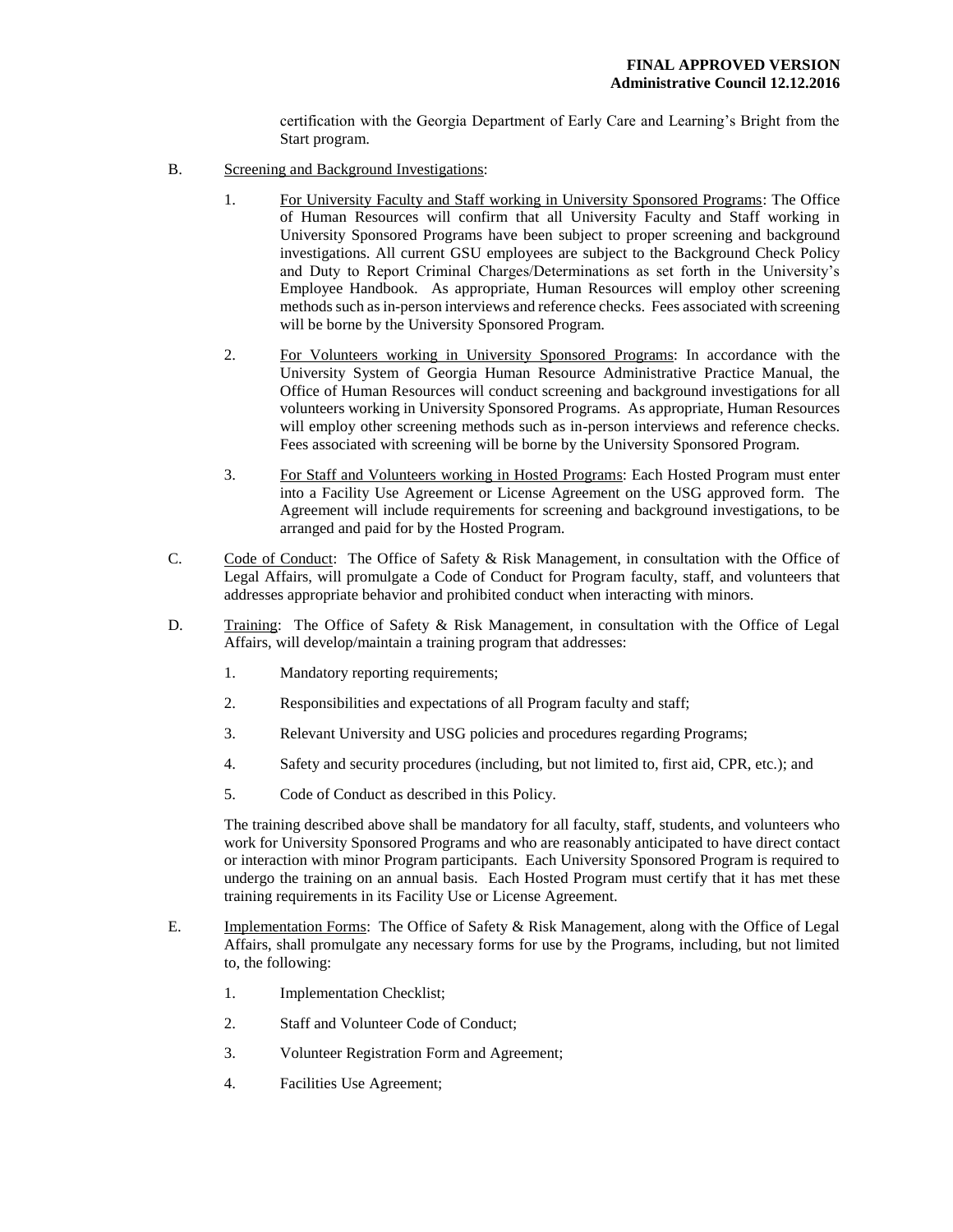certification with the Georgia Department of Early Care and Learning's Bright from the Start program.

B. Screening and Background Investigations:

1. For University Faculty and Staff working in University Sponsored Programs: The Office of Human Resources will confirm that all University Faculty and Staff working in University Sponsored Programs have been subject to proper screening and background investigations. All current GSU employees are subject to the Background Check Policy and Duty to Report Criminal Charges/Determinations as set forth in the University's Employee Handbook. As appropriate, Human Resources will employ other screening methods such as in-person interviews and reference checks. Fees associated with screening will be borne by the University Sponsored Program.

2. For Volunteers working in University Sponsored Programs: In accordance with the University System of Georgia Human Resource Administrative Practice Manual, the Office of Human Resources will conduct screening and background investigations for all volunteers working in University Sponsored Programs. As appropriate, Human Resources will employ other screening methods such as in-person interviews and reference checks. Fees associated with screening will be borne by the University Sponsored Program.

3. For Staff and Volunteers working in Hosted Programs: Each Hosted Program must enter into a Facility Use Agreement or License Agreement on the USG approved form. The Agreement will include requirements for screening and background investigations, to be arranged and paid for by the Hosted Program.

C. Code of Conduct: The Office of Safety & Risk Management, in consultation with the Office of Legal Affairs, will promulgate a Code of Conduct for Program faculty, staff, and volunteers that addresses appropriate behavior and prohibited conduct when interacting with minors.

D. Training: The Office of Safety & Risk Management, in consultation with the Office of Legal Affairs, will develop/maintain a training program that addresses:

1. Mandatory reporting requirements;
2. Responsibilities and expectations of all Program faculty and staff;
3. Relevant University and USG policies and procedures regarding Programs;
4. Safety and security procedures (including, but not limited to, first aid, CPR, etc.); and
5. Code of Conduct as described in this Policy.

The training described above shall be mandatory for all faculty, staff, students, and volunteers who work for University Sponsored Programs and who are reasonably anticipated to have direct contact or interaction with minor Program participants. Each University Sponsored Program is required to undergo the training on an annual basis. Each Hosted Program must certify that it has met these training requirements in its Facility Use or License Agreement.

E. Implementation Forms: The Office of Safety & Risk Management, along with the Office of Legal Affairs, shall promulgate any necessary forms for use by the Programs, including, but not limited to, the following:

1. Implementation Checklist;
2. Staff and Volunteer Code of Conduct;
3. Volunteer Registration Form and Agreement;
4. Facilities Use Agreement;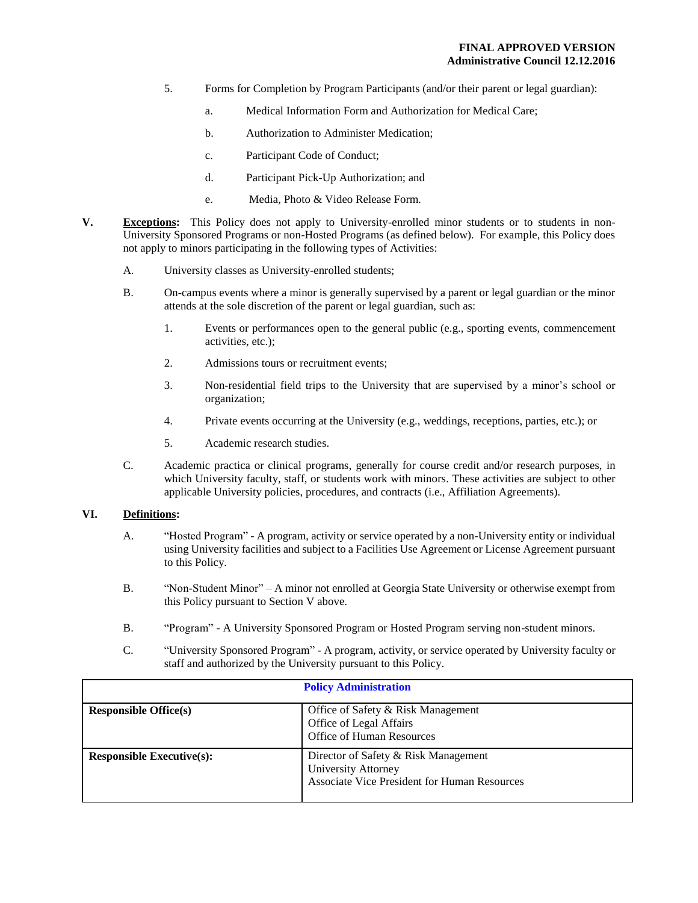5. Forms for Completion by Program Participants (and/or their parent or legal guardian):

   a. Medical Information Form and Authorization for Medical Care;

   b. Authorization to Administer Medication;

   c. Participant Code of Conduct;

   d. Participant Pick-Up Authorization; and

   e. Media, Photo & Video Release Form.

**V. Exceptions:** This Policy does not apply to University-enrolled minor students or to students in non-University Sponsored Programs or non-Hosted Programs (as defined below). For example, this Policy does not apply to minors participating in the following types of Activities:

A. University classes as University-enrolled students;

B. On-campus events where a minor is generally supervised by a parent or legal guardian or the minor attends at the sole discretion of the parent or legal guardian, such as:

   1. Events or performances open to the general public (e.g., sporting events, commencement activities, etc.);

   2. Admissions tours or recruitment events;

   3. Non-residential field trips to the University that are supervised by a minor's school or organization;

   4. Private events occurring at the University (e.g., weddings, receptions, parties, etc.); or

   5. Academic research studies.

C. Academic practica or clinical programs, generally for course credit and/or research purposes, in which University faculty, staff, or students work with minors. These activities are subject to other applicable University policies, procedures, and contracts (i.e., Affiliation Agreements).

**VI. Definitions:**

A. "Hosted Program" - A program, activity or service operated by a non-University entity or individual using University facilities and subject to a Facilities Use Agreement or License Agreement pursuant to this Policy.

B. "Non-Student Minor" – A minor not enrolled at Georgia State University or otherwise exempt from this Policy pursuant to Section V above.

B. "Program" - A University Sponsored Program or Hosted Program serving non-student minors.

C. "University Sponsored Program" - A program, activity, or service operated by University faculty or staff and authorized by the University pursuant to this Policy.

| **Policy Administration** | |
|---|---|
| **Responsible Office(s)** | Office of Safety & Risk Management<br>Office of Legal Affairs<br>Office of Human Resources |
| **Responsible Executive(s):** | Director of Safety & Risk Management<br>University Attorney<br>Associate Vice President for Human Resources |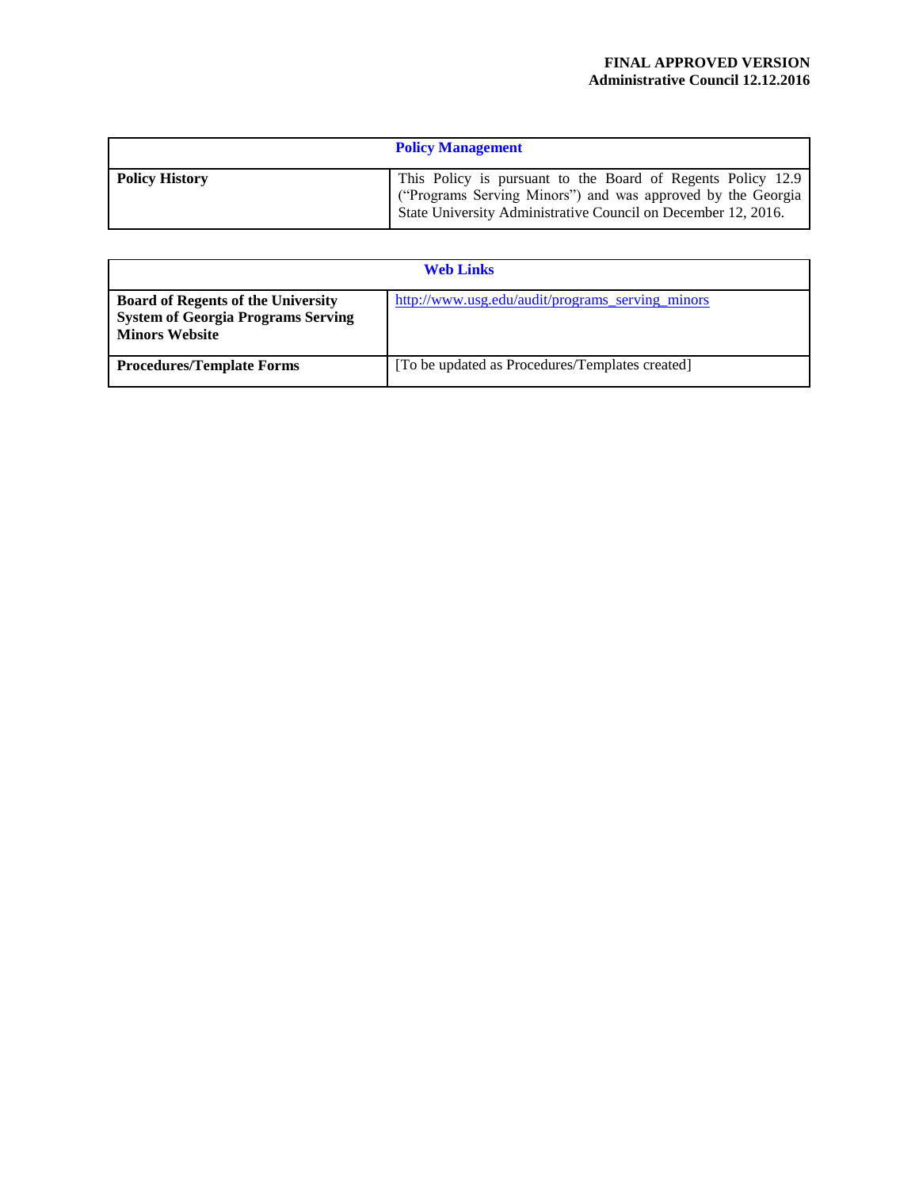**FINAL APPROVED VERSION**
**Administrative Council 12.12.2016**

| **Policy Management** | |
|---|---|
| **Policy History** | This Policy is pursuant to the Board of Regents Policy 12.9 ("Programs Serving Minors") and was approved by the Georgia State University Administrative Council on December 12, 2016. |

| **Web Links** | |
|---|---|
| **Board of Regents of the University System of Georgia Programs Serving Minors Website** | http://www.usg.edu/audit/programs_serving_minors |
| **Procedures/Template Forms** | [To be updated as Procedures/Templates created] |